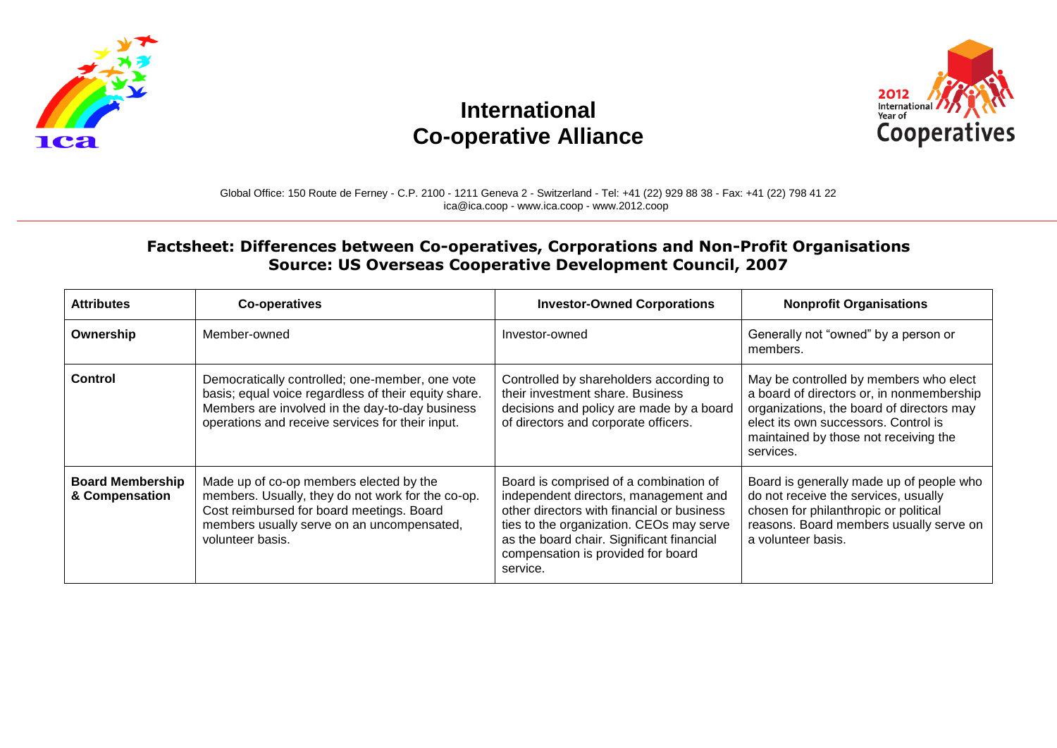# International Co-operative Alliance

Global Office: 150 Route de Ferney - C.P. 2100 - 1211 Geneva 2 - Switzerland - Tel: +41 (22) 929 88 38 - Fax: +41 (22) 798 41 22
ica@ica.coop - www.ica.coop - www.2012.coop

## Factsheet: Differences between Co-operatives, Corporations and Non-Profit Organisations
## Source: US Overseas Cooperative Development Council, 2007

| Attributes | Co-operatives | Investor-Owned Corporations | Nonprofit Organisations |
|---|---|---|---|
| **Ownership** | Member-owned | Investor-owned | Generally not "owned" by a person or members. |
| **Control** | Democratically controlled; one-member, one vote basis; equal voice regardless of their equity share. Members are involved in the day-to-day business operations and receive services for their input. | Controlled by shareholders according to their investment share. Business decisions and policy are made by a board of directors and corporate officers. | May be controlled by members who elect a board of directors or, in nonmembership organizations, the board of directors may elect its own successors. Control is maintained by those not receiving the services. |
| **Board Membership & Compensation** | Made up of co-op members elected by the members. Usually, they do not work for the co-op. Cost reimbursed for board meetings. Board members usually serve on an uncompensated, volunteer basis. | Board is comprised of a combination of independent directors, management and other directors with financial or business ties to the organization. CEOs may serve as the board chair. Significant financial compensation is provided for board service. | Board is generally made up of people who do not receive the services, usually chosen for philanthropic or political reasons. Board members usually serve on a volunteer basis. |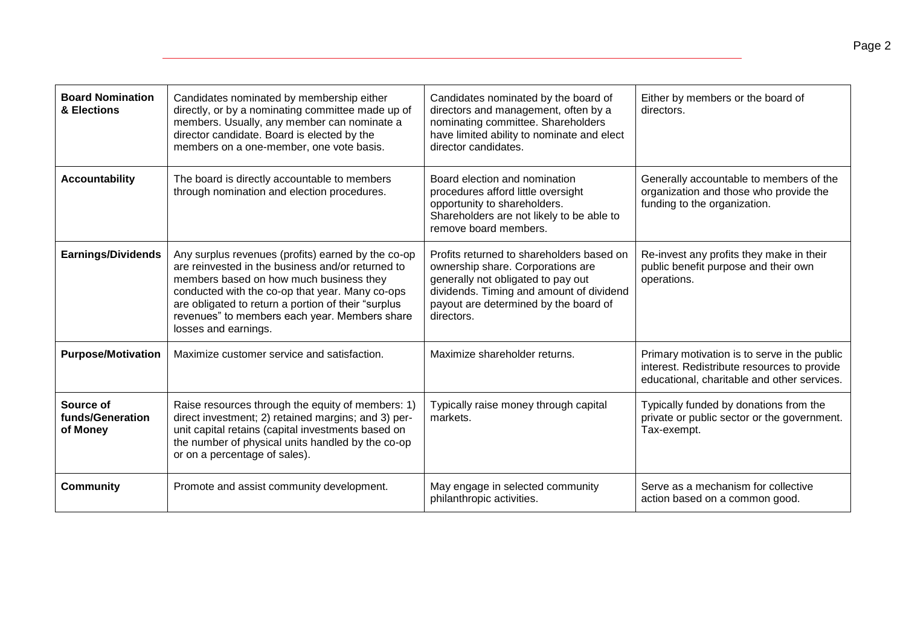| | | | |
|---|---|---|---|
| **Board Nomination & Elections** | Candidates nominated by membership either directly, or by a nominating committee made up of members. Usually, any member can nominate a director candidate. Board is elected by the members on a one-member, one vote basis. | Candidates nominated by the board of directors and management, often by a nominating committee. Shareholders have limited ability to nominate and elect director candidates. | Either by members or the board of directors. |
| **Accountability** | The board is directly accountable to members through nomination and election procedures. | Board election and nomination procedures afford little oversight opportunity to shareholders. Shareholders are not likely to be able to remove board members. | Generally accountable to members of the organization and those who provide the funding to the organization. |
| **Earnings/Dividends** | Any surplus revenues (profits) earned by the co-op are reinvested in the business and/or returned to members based on how much business they conducted with the co-op that year. Many co-ops are obligated to return a portion of their "surplus revenues" to members each year. Members share losses and earnings. | Profits returned to shareholders based on ownership share. Corporations are generally not obligated to pay out dividends. Timing and amount of dividend payout are determined by the board of directors. | Re-invest any profits they make in their public benefit purpose and their own operations. |
| **Purpose/Motivation** | Maximize customer service and satisfaction. | Maximize shareholder returns. | Primary motivation is to serve in the public interest. Redistribute resources to provide educational, charitable and other services. |
| **Source of funds/Generation of Money** | Raise resources through the equity of members: 1) direct investment; 2) retained margins; and 3) per-unit capital retains (capital investments based on the number of physical units handled by the co-op or on a percentage of sales). | Typically raise money through capital markets. | Typically funded by donations from the private or public sector or the government. Tax-exempt. |
| **Community** | Promote and assist community development. | May engage in selected community philanthropic activities. | Serve as a mechanism for collective action based on a common good. |